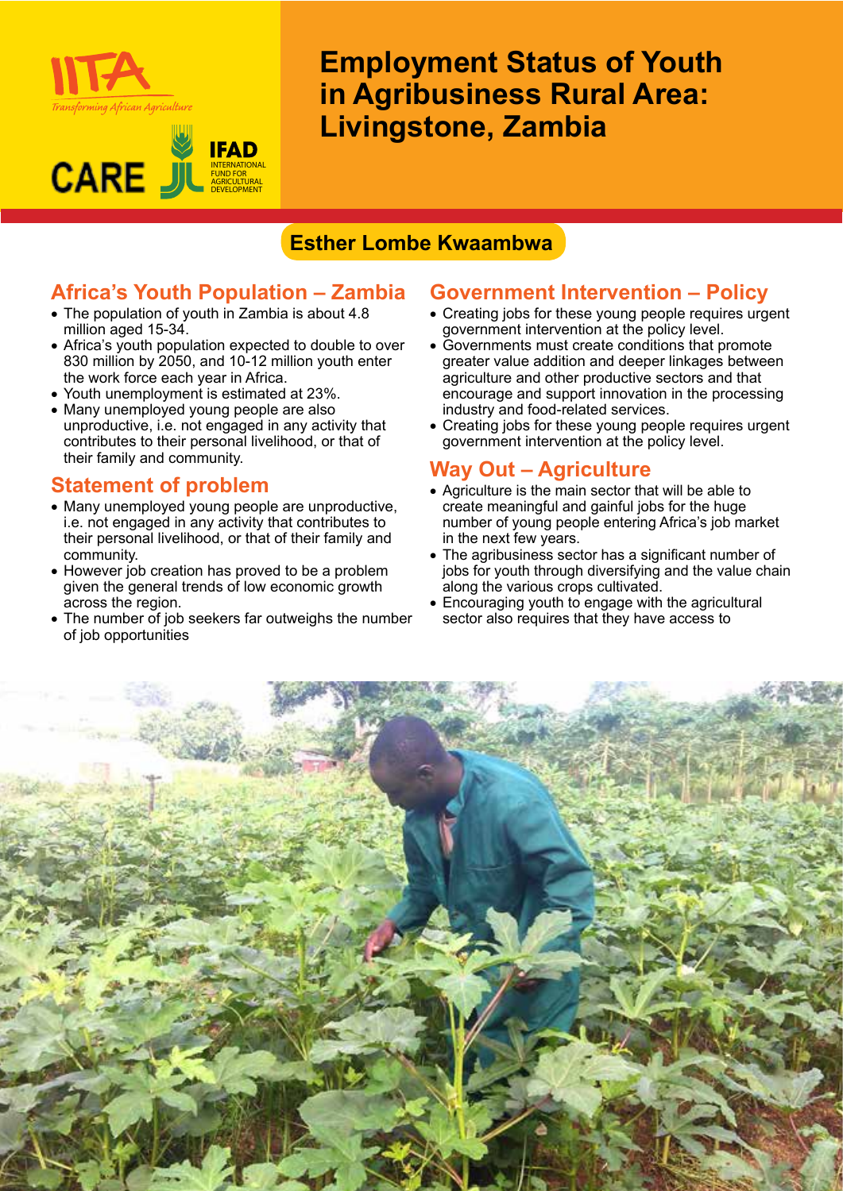# Employment Status of Youth in Agribusiness Rural Area: Livingstone, Zambia

**Esther Lombe Kwaambwa**

## Africa's Youth Population – Zambia

- The population of youth in Zambia is about 4.8 million aged 15-34.
- Africa's youth population expected to double to over 830 million by 2050, and 10-12 million youth enter the work force each year in Africa.
- Youth unemployment is estimated at 23%.
- Many unemployed young people are also unproductive, i.e. not engaged in any activity that contributes to their personal livelihood, or that of their family and community.

## Statement of problem

- Many unemployed young people are unproductive, i.e. not engaged in any activity that contributes to their personal livelihood, or that of their family and community.
- However job creation has proved to be a problem given the general trends of low economic growth across the region.
- The number of job seekers far outweighs the number of job opportunities

## Government Intervention – Policy

- Creating jobs for these young people requires urgent government intervention at the policy level.
- Governments must create conditions that promote greater value addition and deeper linkages between agriculture and other productive sectors and that encourage and support innovation in the processing industry and food-related services.
- Creating jobs for these young people requires urgent government intervention at the policy level.

## Way Out – Agriculture

- Agriculture is the main sector that will be able to create meaningful and gainful jobs for the huge number of young people entering Africa's job market in the next few years.
- The agribusiness sector has a significant number of jobs for youth through diversifying and the value chain along the various crops cultivated.
- Encouraging youth to engage with the agricultural sector also requires that they have access to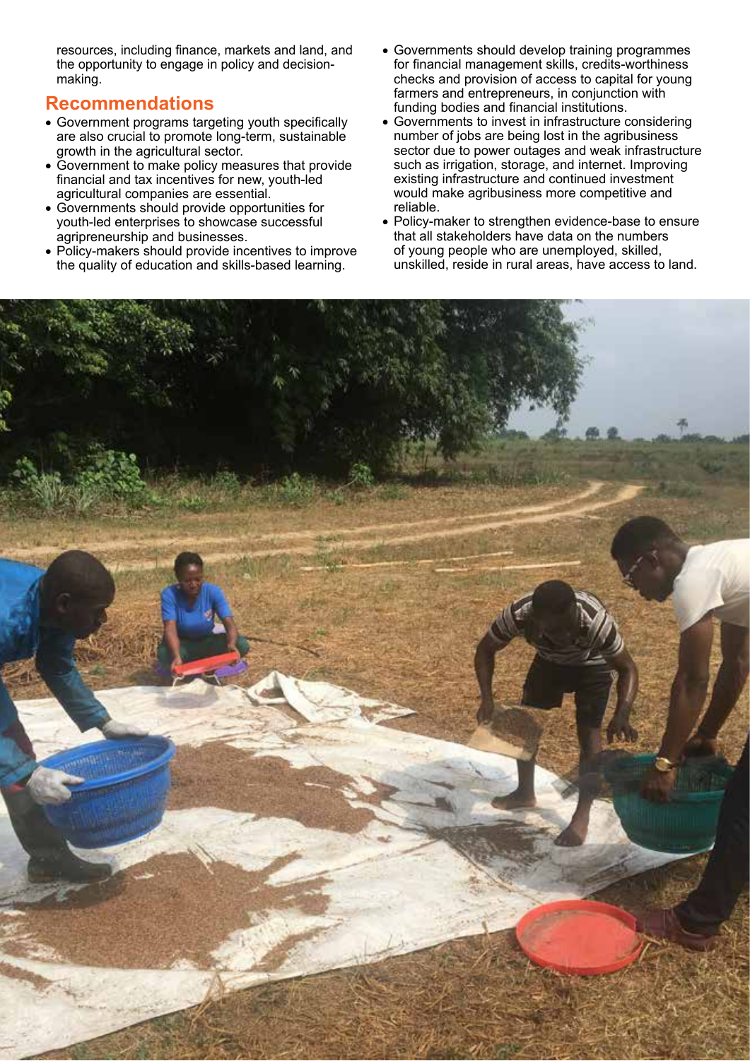resources, including finance, markets and land, and the opportunity to engage in policy and decision-making.

## Recommendations

- Government programs targeting youth specifically are also crucial to promote long-term, sustainable growth in the agricultural sector.
- Government to make policy measures that provide financial and tax incentives for new, youth-led agricultural companies are essential.
- Governments should provide opportunities for youth-led enterprises to showcase successful agripreneurship and businesses.
- Policy-makers should provide incentives to improve the quality of education and skills-based learning.
- Governments should develop training programmes for financial management skills, credits-worthiness checks and provision of access to capital for young farmers and entrepreneurs, in conjunction with funding bodies and financial institutions.
- Governments to invest in infrastructure considering number of jobs are being lost in the agribusiness sector due to power outages and weak infrastructure such as irrigation, storage, and internet. Improving existing infrastructure and continued investment would make agribusiness more competitive and reliable.
- Policy-maker to strengthen evidence-base to ensure that all stakeholders have data on the numbers of young people who are unemployed, skilled, unskilled, reside in rural areas, have access to land.